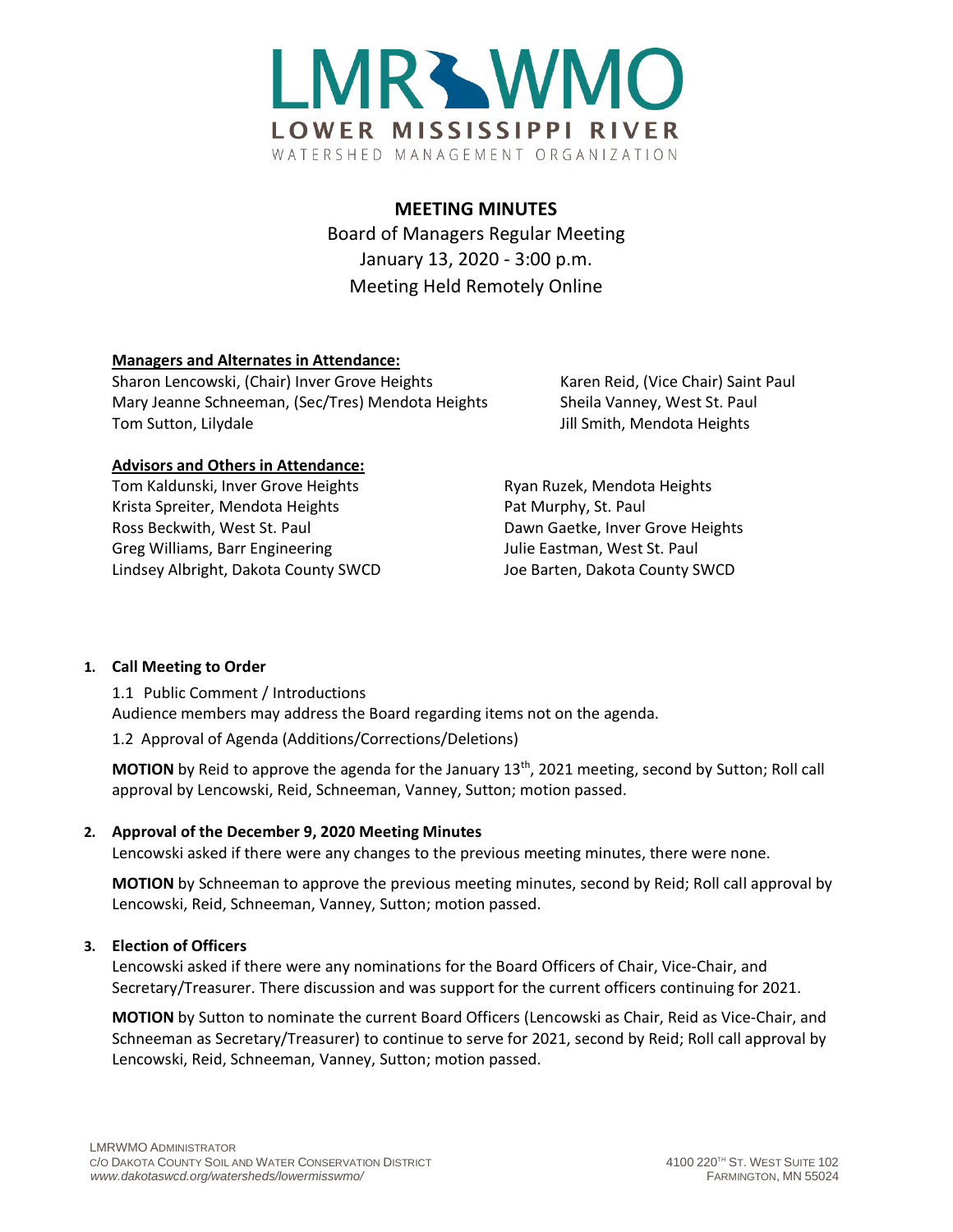# LMR WMO
LOWER MISSISSIPPI RIVER
WATERSHED MANAGEMENT ORGANIZATION

## MEETING MINUTES

Board of Managers Regular Meeting
January 13, 2020 - 3:00 p.m.
Meeting Held Remotely Online

**Managers and Alternates in Attendance:**

Sharon Lencowski, (Chair) Inver Grove Heights
Mary Jeanne Schneeman, (Sec/Tres) Mendota Heights
Tom Sutton, Lilydale
Karen Reid, (Vice Chair) Saint Paul
Sheila Vanney, West St. Paul
Jill Smith, Mendota Heights

**Advisors and Others in Attendance:**

Tom Kaldunski, Inver Grove Heights
Krista Spreiter, Mendota Heights
Ross Beckwith, West St. Paul
Greg Williams, Barr Engineering
Lindsey Albright, Dakota County SWCD
Ryan Ruzek, Mendota Heights
Pat Murphy, St. Paul
Dawn Gaetke, Inver Grove Heights
Julie Eastman, West St. Paul
Joe Barten, Dakota County SWCD

1. **Call Meeting to Order**

   1.1 Public Comment / Introductions
   Audience members may address the Board regarding items not on the agenda.

   1.2 Approval of Agenda (Additions/Corrections/Deletions)

   **MOTION** by Reid to approve the agenda for the January 13th, 2021 meeting, second by Sutton; Roll call approval by Lencowski, Reid, Schneeman, Vanney, Sutton; motion passed.

2. **Approval of the December 9, 2020 Meeting Minutes**

   Lencowski asked if there were any changes to the previous meeting minutes, there were none.

   **MOTION** by Schneeman to approve the previous meeting minutes, second by Reid; Roll call approval by Lencowski, Reid, Schneeman, Vanney, Sutton; motion passed.

3. **Election of Officers**

   Lencowski asked if there were any nominations for the Board Officers of Chair, Vice-Chair, and Secretary/Treasurer. There discussion and was support for the current officers continuing for 2021.

   **MOTION** by Sutton to nominate the current Board Officers (Lencowski as Chair, Reid as Vice-Chair, and Schneeman as Secretary/Treasurer) to continue to serve for 2021, second by Reid; Roll call approval by Lencowski, Reid, Schneeman, Vanney, Sutton; motion passed.

LMRWMO ADMINISTRATOR
C/O DAKOTA COUNTY SOIL AND WATER CONSERVATION DISTRICT
*www.dakotaswcd.org/watersheds/lowermisswmo/*
4100 220TH ST. WEST SUITE 102
FARMINGTON, MN 55024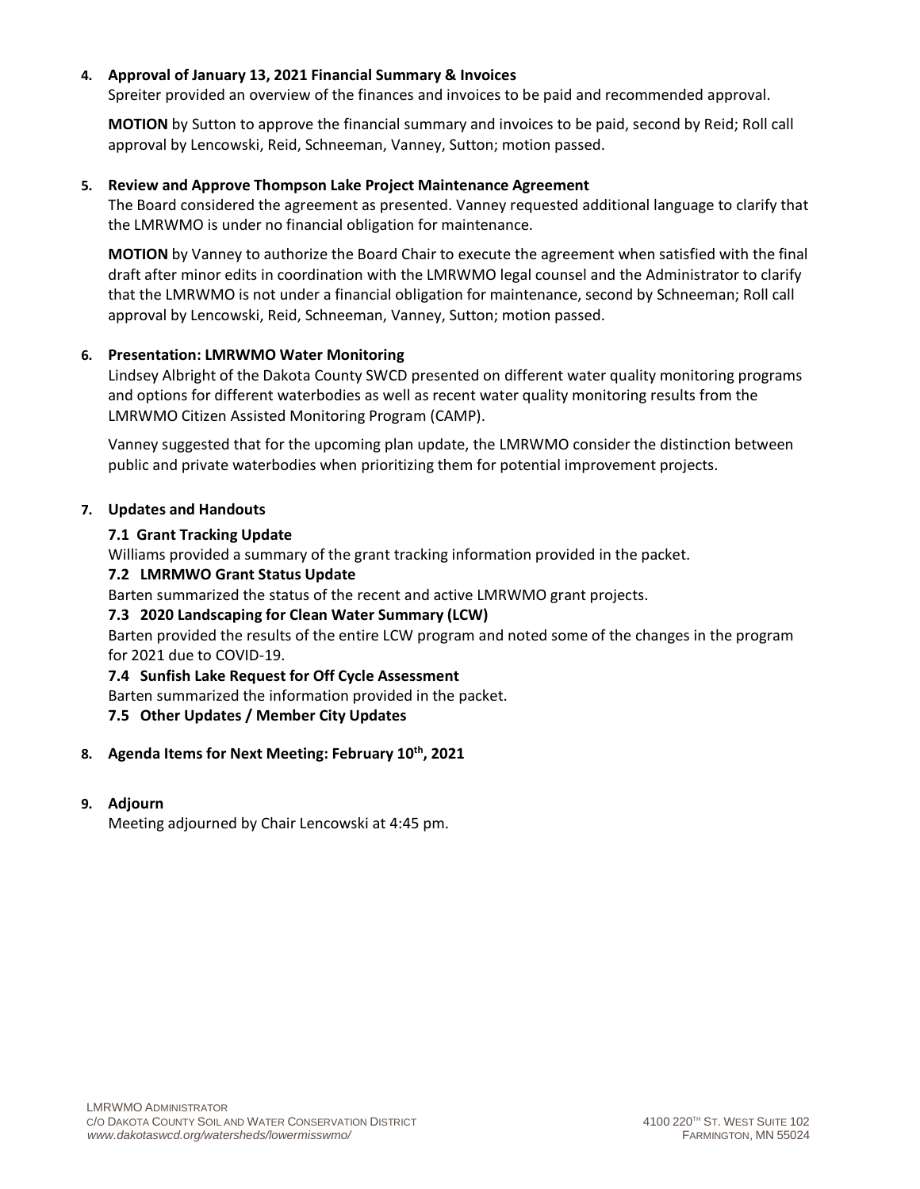**4. Approval of January 13, 2021 Financial Summary & Invoices**

Spreiter provided an overview of the finances and invoices to be paid and recommended approval.

**MOTION** by Sutton to approve the financial summary and invoices to be paid, second by Reid; Roll call approval by Lencowski, Reid, Schneeman, Vanney, Sutton; motion passed.

**5. Review and Approve Thompson Lake Project Maintenance Agreement**

The Board considered the agreement as presented. Vanney requested additional language to clarify that the LMRWMO is under no financial obligation for maintenance.

**MOTION** by Vanney to authorize the Board Chair to execute the agreement when satisfied with the final draft after minor edits in coordination with the LMRWMO legal counsel and the Administrator to clarify that the LMRWMO is not under a financial obligation for maintenance, second by Schneeman; Roll call approval by Lencowski, Reid, Schneeman, Vanney, Sutton; motion passed.

**6. Presentation: LMRWMO Water Monitoring**

Lindsey Albright of the Dakota County SWCD presented on different water quality monitoring programs and options for different waterbodies as well as recent water quality monitoring results from the LMRWMO Citizen Assisted Monitoring Program (CAMP).

Vanney suggested that for the upcoming plan update, the LMRWMO consider the distinction between public and private waterbodies when prioritizing them for potential improvement projects.

**7. Updates and Handouts**

**7.1 Grant Tracking Update**

Williams provided a summary of the grant tracking information provided in the packet.

**7.2 LMRMWO Grant Status Update**

Barten summarized the status of the recent and active LMRWMO grant projects.

**7.3 2020 Landscaping for Clean Water Summary (LCW)**

Barten provided the results of the entire LCW program and noted some of the changes in the program for 2021 due to COVID-19.

**7.4 Sunfish Lake Request for Off Cycle Assessment**

Barten summarized the information provided in the packet.

**7.5 Other Updates / Member City Updates**

**8. Agenda Items for Next Meeting: February 10th, 2021**

**9. Adjourn**

Meeting adjourned by Chair Lencowski at 4:45 pm.